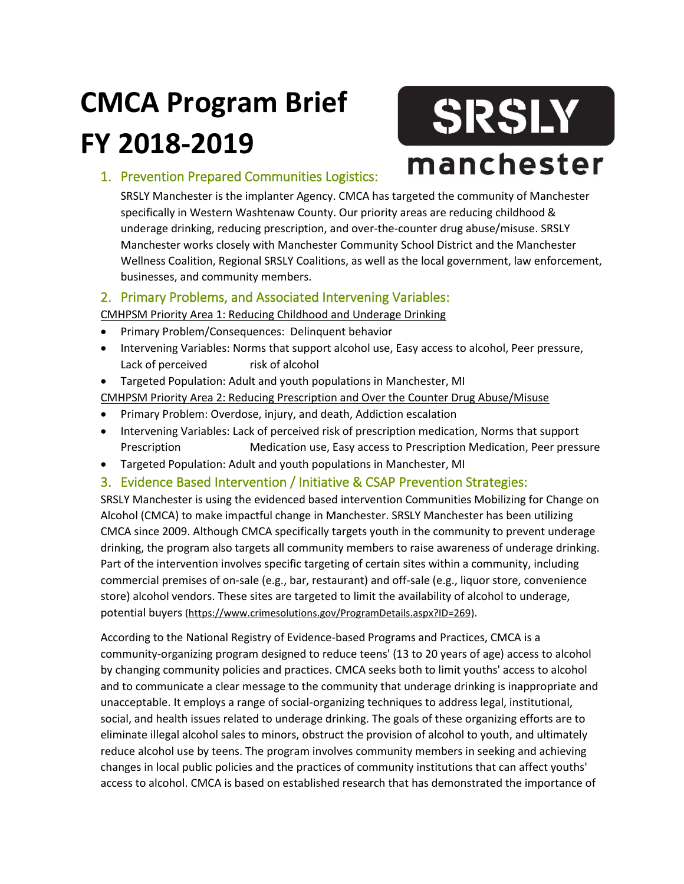# CMCA Program Brief FY 2018-2019

SRSLY manchester

## 1. Prevention Prepared Communities Logistics:

SRSLY Manchester is the implanter Agency. CMCA has targeted the community of Manchester specifically in Western Washtenaw County. Our priority areas are reducing childhood & underage drinking, reducing prescription, and over-the-counter drug abuse/misuse. SRSLY Manchester works closely with Manchester Community School District and the Manchester Wellness Coalition, Regional SRSLY Coalitions, as well as the local government, law enforcement, businesses, and community members.

## 2. Primary Problems, and Associated Intervening Variables:

CMHPSM Priority Area 1: Reducing Childhood and Underage Drinking

- Primary Problem/Consequences: Delinquent behavior
- Intervening Variables: Norms that support alcohol use, Easy access to alcohol, Peer pressure, Lack of perceived risk of alcohol
- Targeted Population: Adult and youth populations in Manchester, MI

CMHPSM Priority Area 2: Reducing Prescription and Over the Counter Drug Abuse/Misuse

- Primary Problem: Overdose, injury, and death, Addiction escalation
- Intervening Variables: Lack of perceived risk of prescription medication, Norms that support Prescription Medication use, Easy access to Prescription Medication, Peer pressure
- Targeted Population: Adult and youth populations in Manchester, MI

## 3. Evidence Based Intervention / Initiative & CSAP Prevention Strategies:

SRSLY Manchester is using the evidenced based intervention Communities Mobilizing for Change on Alcohol (CMCA) to make impactful change in Manchester. SRSLY Manchester has been utilizing CMCA since 2009. Although CMCA specifically targets youth in the community to prevent underage drinking, the program also targets all community members to raise awareness of underage drinking. Part of the intervention involves specific targeting of certain sites within a community, including commercial premises of on-sale (e.g., bar, restaurant) and off-sale (e.g., liquor store, convenience store) alcohol vendors. These sites are targeted to limit the availability of alcohol to underage, potential buyers (https://www.crimesolutions.gov/ProgramDetails.aspx?ID=269).

According to the National Registry of Evidence-based Programs and Practices, CMCA is a community-organizing program designed to reduce teens' (13 to 20 years of age) access to alcohol by changing community policies and practices. CMCA seeks both to limit youths' access to alcohol and to communicate a clear message to the community that underage drinking is inappropriate and unacceptable. It employs a range of social-organizing techniques to address legal, institutional, social, and health issues related to underage drinking. The goals of these organizing efforts are to eliminate illegal alcohol sales to minors, obstruct the provision of alcohol to youth, and ultimately reduce alcohol use by teens. The program involves community members in seeking and achieving changes in local public policies and the practices of community institutions that can affect youths' access to alcohol. CMCA is based on established research that has demonstrated the importance of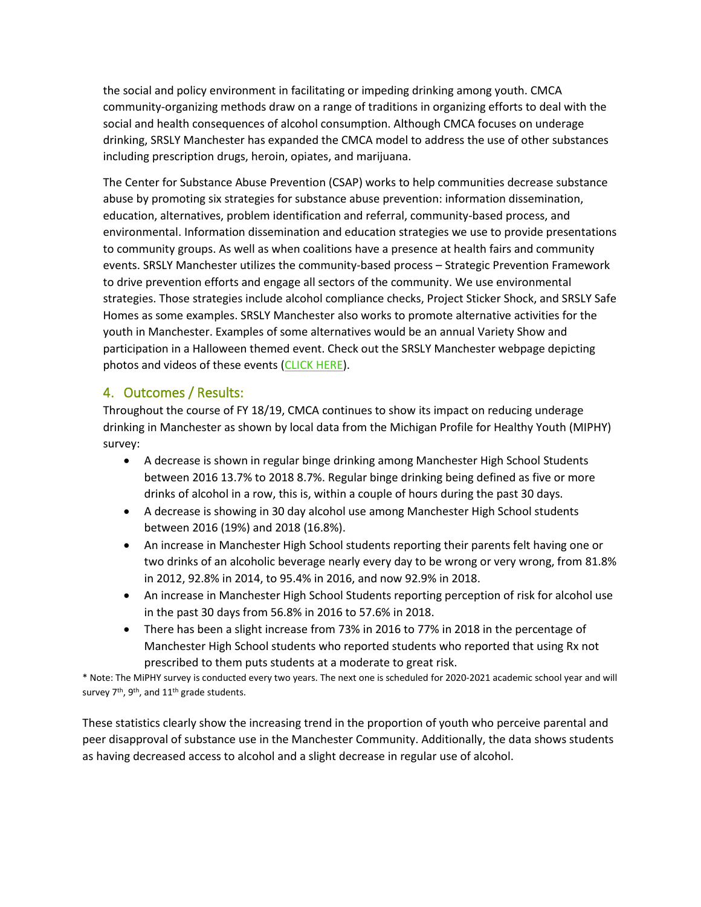the social and policy environment in facilitating or impeding drinking among youth. CMCA community-organizing methods draw on a range of traditions in organizing efforts to deal with the social and health consequences of alcohol consumption. Although CMCA focuses on underage drinking, SRSLY Manchester has expanded the CMCA model to address the use of other substances including prescription drugs, heroin, opiates, and marijuana.

The Center for Substance Abuse Prevention (CSAP) works to help communities decrease substance abuse by promoting six strategies for substance abuse prevention: information dissemination, education, alternatives, problem identification and referral, community-based process, and environmental. Information dissemination and education strategies we use to provide presentations to community groups. As well as when coalitions have a presence at health fairs and community events. SRSLY Manchester utilizes the community-based process – Strategic Prevention Framework to drive prevention efforts and engage all sectors of the community. We use environmental strategies. Those strategies include alcohol compliance checks, Project Sticker Shock, and SRSLY Safe Homes as some examples. SRSLY Manchester also works to promote alternative activities for the youth in Manchester. Examples of some alternatives would be an annual Variety Show and participation in a Halloween themed event. Check out the SRSLY Manchester webpage depicting photos and videos of these events (CLICK HERE).

## 4. Outcomes / Results:

Throughout the course of FY 18/19, CMCA continues to show its impact on reducing underage drinking in Manchester as shown by local data from the Michigan Profile for Healthy Youth (MIPHY) survey:

- A decrease is shown in regular binge drinking among Manchester High School Students between 2016 13.7% to 2018 8.7%. Regular binge drinking being defined as five or more drinks of alcohol in a row, this is, within a couple of hours during the past 30 days.
- A decrease is showing in 30 day alcohol use among Manchester High School students between 2016 (19%) and 2018 (16.8%).
- An increase in Manchester High School students reporting their parents felt having one or two drinks of an alcoholic beverage nearly every day to be wrong or very wrong, from 81.8% in 2012, 92.8% in 2014, to 95.4% in 2016, and now 92.9% in 2018.
- An increase in Manchester High School Students reporting perception of risk for alcohol use in the past 30 days from 56.8% in 2016 to 57.6% in 2018.
- There has been a slight increase from 73% in 2016 to 77% in 2018 in the percentage of Manchester High School students who reported students who reported that using Rx not prescribed to them puts students at a moderate to great risk.

\* Note: The MiPHY survey is conducted every two years. The next one is scheduled for 2020-2021 academic school year and will survey 7th, 9th, and 11th grade students.

These statistics clearly show the increasing trend in the proportion of youth who perceive parental and peer disapproval of substance use in the Manchester Community. Additionally, the data shows students as having decreased access to alcohol and a slight decrease in regular use of alcohol.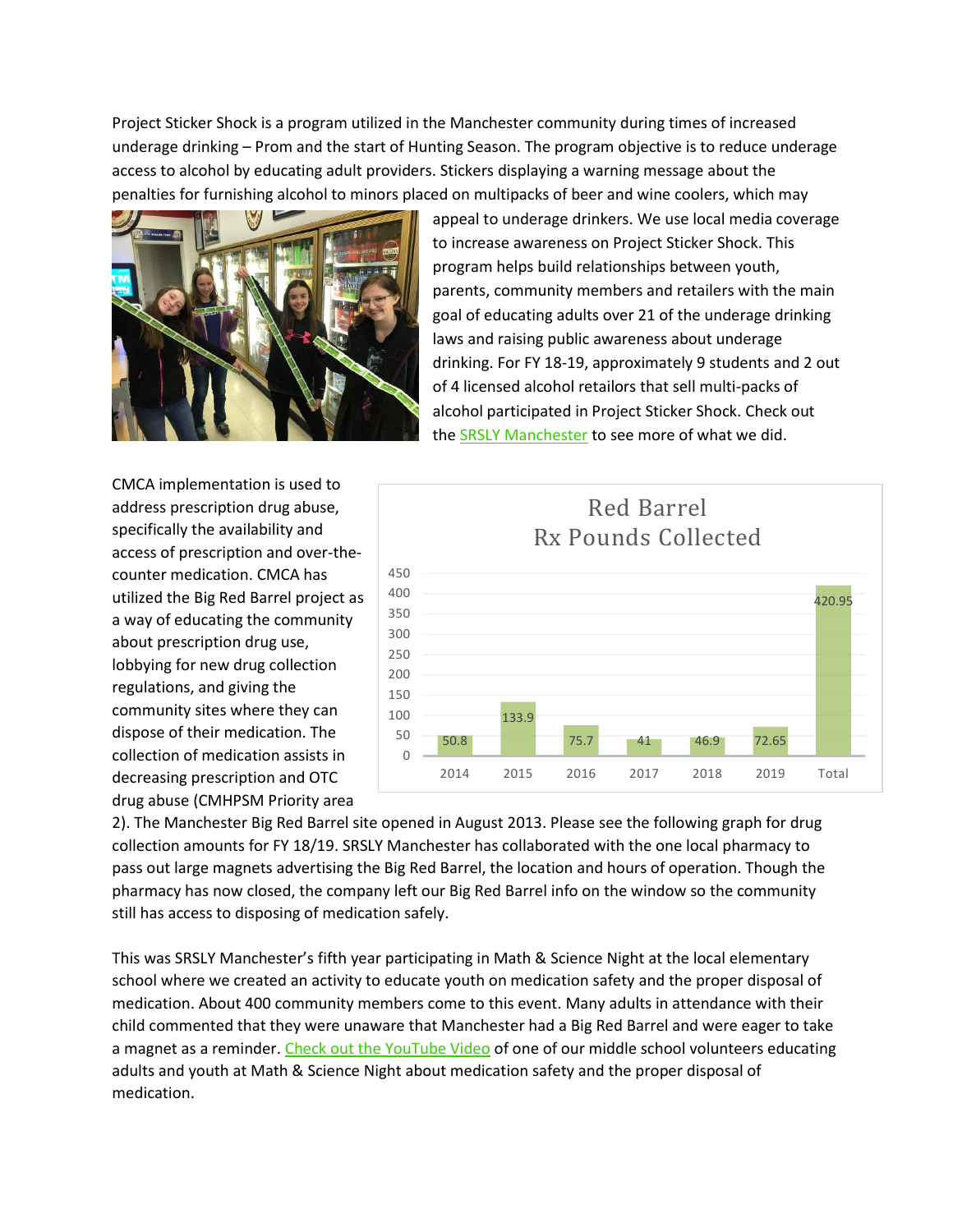Project Sticker Shock is a program utilized in the Manchester community during times of increased underage drinking – Prom and the start of Hunting Season. The program objective is to reduce underage access to alcohol by educating adult providers. Stickers displaying a warning message about the penalties for furnishing alcohol to minors placed on multipacks of beer and wine coolers, which may appeal to underage drinkers. We use local media coverage to increase awareness on Project Sticker Shock. This program helps build relationships between youth, parents, community members and retailers with the main goal of educating adults over 21 of the underage drinking laws and raising public awareness about underage drinking. For FY 18-19, approximately 9 students and 2 out of 4 licensed alcohol retailors that sell multi-packs of alcohol participated in Project Sticker Shock. Check out the SRSLY Manchester to see more of what we did.

CMCA implementation is used to address prescription drug abuse, specifically the availability and access of prescription and over-the-counter medication. CMCA has utilized the Big Red Barrel project as a way of educating the community about prescription drug use, lobbying for new drug collection regulations, and giving the community sites where they can dispose of their medication. The collection assists in decreasing prescription and OTC drug abuse (CMHPSM Priority area 2). The Manchester Big Red Barrel site opened in August 2013. Please see the following graph for drug collection amounts for FY 18/19. SRSLY Manchester has collaborated with the one local pharmacy to pass out large magnets advertising the Big Red Barrel, the location and hours of operation. Though the pharmacy has now closed, the company left our Big Red Barrel info on the window so the community still has access to disposing of medication safely.

**Red Barrel Rx Pounds Collected**

| Year | Pounds |
| --- | --- |
| 2014 | 50.8 |
| 2015 | 133.9 |
| 2016 | 75.7 |
| 2017 | 41 |
| 2018 | 46.9 |
| 2019 | 72.65 |
| Total | 420.95 |

This was SRSLY Manchester's fifth year participating in Math & Science Night at the local elementary school where we created an activity to educate youth on medication safety and the proper disposal of medication. About 400 community members come to this event. Many adults in attendance with their child commented that they were unaware that Manchester had a Big Red Barrel and were eager to take a magnet as a reminder. Check out the YouTube Video of one of our middle school volunteers educating adults and youth at Math & Science Night about medication safety and the proper disposal of medication.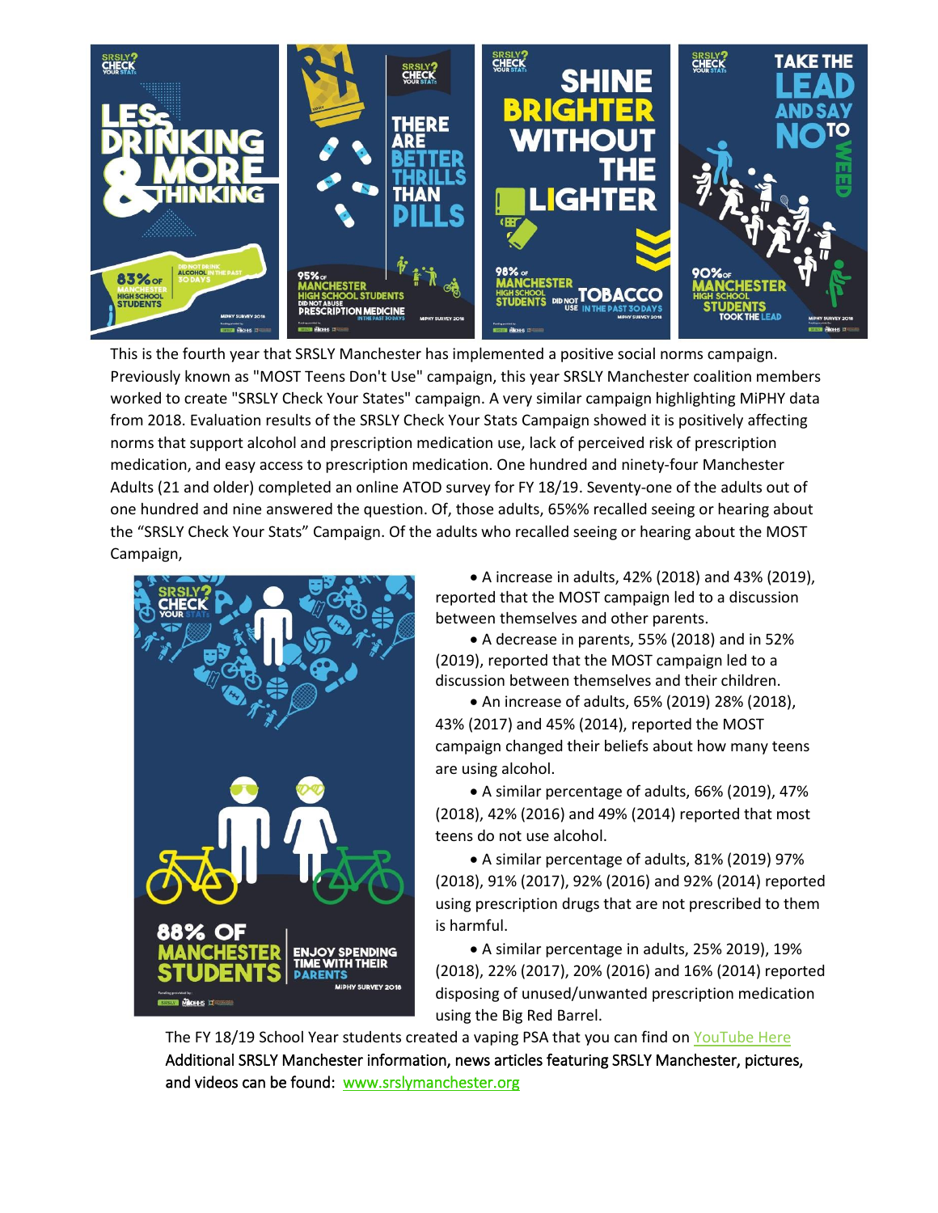This is the fourth year that SRSLY Manchester has implemented a positive social norms campaign. Previously known as "MOST Teens Don't Use" campaign, this year SRSLY Manchester coalition members worked to create "SRSLY Check Your States" campaign. A very similar campaign highlighting MiPHY data from 2018. Evaluation results of the SRSLY Check Your Stats Campaign showed it is positively affecting norms that support alcohol and prescription medication use, lack of perceived risk of prescription medication, and easy access to prescription medication. One hundred and ninety-four Manchester Adults (21 and older) completed an online ATOD survey for FY 18/19. Seventy-one of the adults out of one hundred and nine answered the question. Of, those adults, 65%% recalled seeing or hearing about the "SRSLY Check Your Stats" Campaign. Of the adults who recalled seeing or hearing about the MOST Campaign,

- A increase in adults, 42% (2018) and 43% (2019), reported that the MOST campaign led to a discussion between themselves and other parents.
- A decrease in parents, 55% (2018) and in 52% (2019), reported that the MOST campaign led to a discussion between themselves and their children.
- An increase of adults, 65% (2019) 28% (2018), 43% (2017) and 45% (2014), reported the MOST campaign changed their beliefs about how many teens are using alcohol.
- A similar percentage of adults, 66% (2019), 47% (2018), 42% (2016) and 49% (2014) reported that most teens do not use alcohol.
- A similar percentage of adults, 81% (2019) 97% (2018), 91% (2017), 92% (2016) and 92% (2014) reported using prescription drugs that are not prescribed to them is harmful.
- A similar percentage in adults, 25% 2019), 19% (2018), 22% (2017), 20% (2016) and 16% (2014) reported disposing of unused/unwanted prescription medication using the Big Red Barrel.

The FY 18/19 School Year students created a vaping PSA that you can find on YouTube Here

Additional SRSLY Manchester information, news articles featuring SRSLY Manchester, pictures, and videos can be found: www.srslymanchester.org